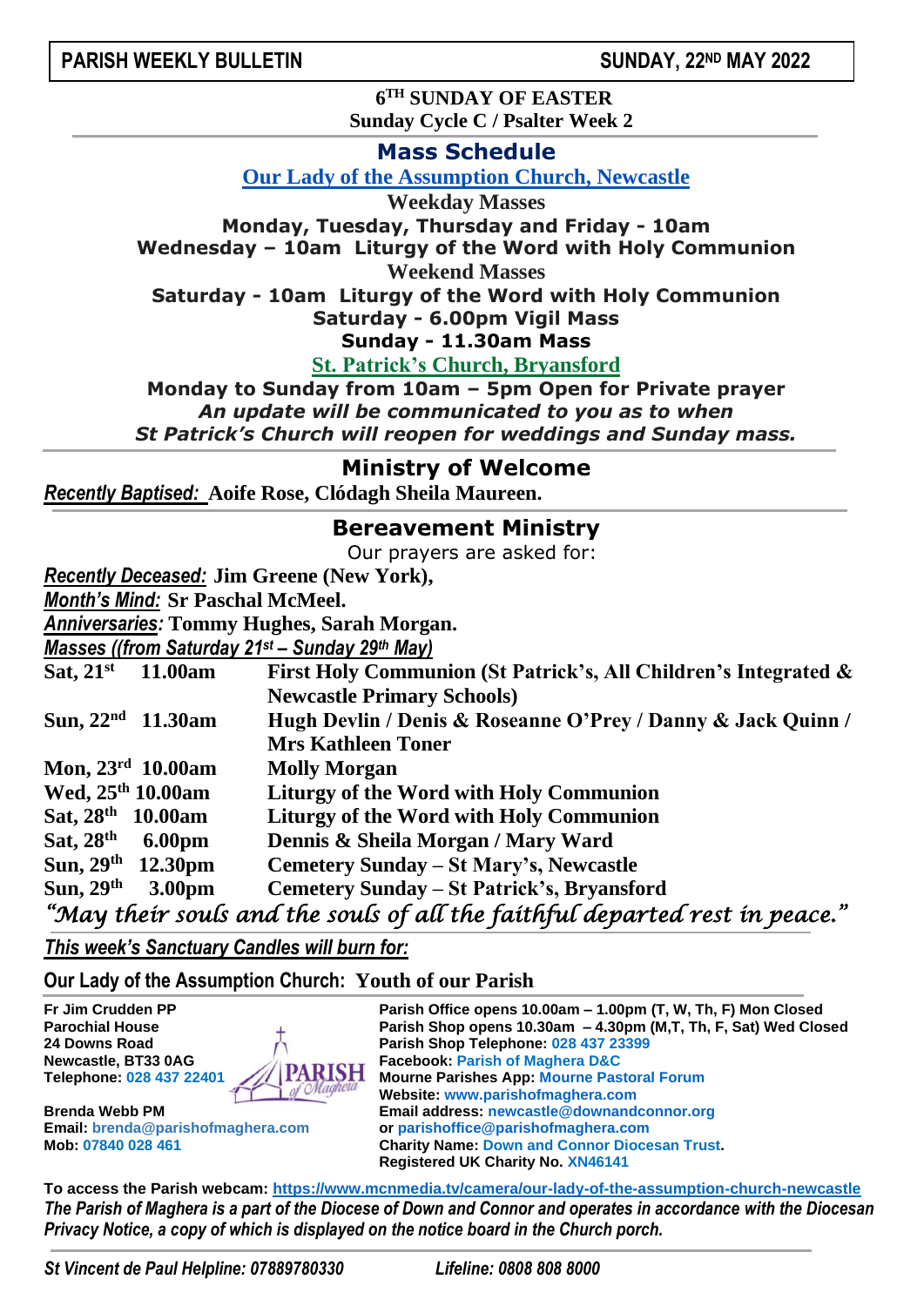**PARISH WEEKLY BULLETIN** **SUNDAY, 22ND MAY 2022**

**6TH SUNDAY OF EASTER**
**Sunday Cycle C / Psalter Week 2**

## Mass Schedule

**Our Lady of the Assumption Church, Newcastle**

**Weekday Masses**
**Monday, Tuesday, Thursday and Friday - 10am**
**Wednesday – 10am Liturgy of the Word with Holy Communion**

**Weekend Masses**
**Saturday - 10am Liturgy of the Word with Holy Communion**
**Saturday - 6.00pm Vigil Mass**
**Sunday - 11.30am Mass**

**St. Patrick's Church, Bryansford**

**Monday to Sunday from 10am – 5pm Open for Private prayer**
***An update will be communicated to you as to when St Patrick's Church will reopen for weddings and Sunday mass.***

## Ministry of Welcome

***Recently Baptised:*** **Aoife Rose, Clódagh Sheila Maureen.**

## Bereavement Ministry

Our prayers are asked for:

***Recently Deceased:*** **Jim Greene (New York),**
***Month's Mind:*** **Sr Paschal McMeel.**
***Anniversaries:*** **Tommy Hughes, Sarah Morgan.**
***Masses ((from Saturday 21st – Sunday 29th May)***

| | |
|---|---|
| **Sat, 21st 11.00am** | **First Holy Communion (St Patrick's, All Children's Integrated & Newcastle Primary Schools)** |
| **Sun, 22nd 11.30am** | **Hugh Devlin / Denis & Roseanne O'Prey / Danny & Jack Quinn / Mrs Kathleen Toner** |
| **Mon, 23rd 10.00am** | **Molly Morgan** |
| **Wed, 25th 10.00am** | **Liturgy of the Word with Holy Communion** |
| **Sat, 28th 10.00am** | **Liturgy of the Word with Holy Communion** |
| **Sat, 28th 6.00pm** | **Dennis & Sheila Morgan / Mary Ward** |
| **Sun, 29th 12.30pm** | **Cemetery Sunday – St Mary's, Newcastle** |
| **Sun, 29th 3.00pm** | **Cemetery Sunday – St Patrick's, Bryansford** |

*"May their souls and the souls of all the faithful departed rest in peace."*

***This week's Sanctuary Candles will burn for:***

**Our Lady of the Assumption Church: Youth of our Parish**

**Fr Jim Crudden PP**
**Parochial House**
**24 Downs Road**
**Newcastle, BT33 0AG**
**Telephone: 028 437 22401**

**Brenda Webb PM**
**Email: brenda@parishofmaghera.com**
**Mob: 07840 028 461**

**Parish Office opens 10.00am – 1.00pm (T, W, Th, F) Mon Closed**
**Parish Shop opens 10.30am – 4.30pm (M,T, Th, F, Sat) Wed Closed**
**Parish Shop Telephone: 028 437 23399**
**Facebook: Parish of Maghera D&C**
**Mourne Parishes App: Mourne Pastoral Forum**
**Website: www.parishofmaghera.com**
**Email address: newcastle@downandconnor.org**
**or parishoffice@parishofmaghera.com**
**Charity Name: Down and Connor Diocesan Trust.**
**Registered UK Charity No. XN46141**

**To access the Parish webcam: https://www.mcnmedia.tv/camera/our-lady-of-the-assumption-church-newcastle**
***The Parish of Maghera is a part of the Diocese of Down and Connor and operates in accordance with the Diocesan Privacy Notice, a copy of which is displayed on the notice board in the Church porch.***

*St Vincent de Paul Helpline: 07889780330* *Lifeline: 0808 808 8000*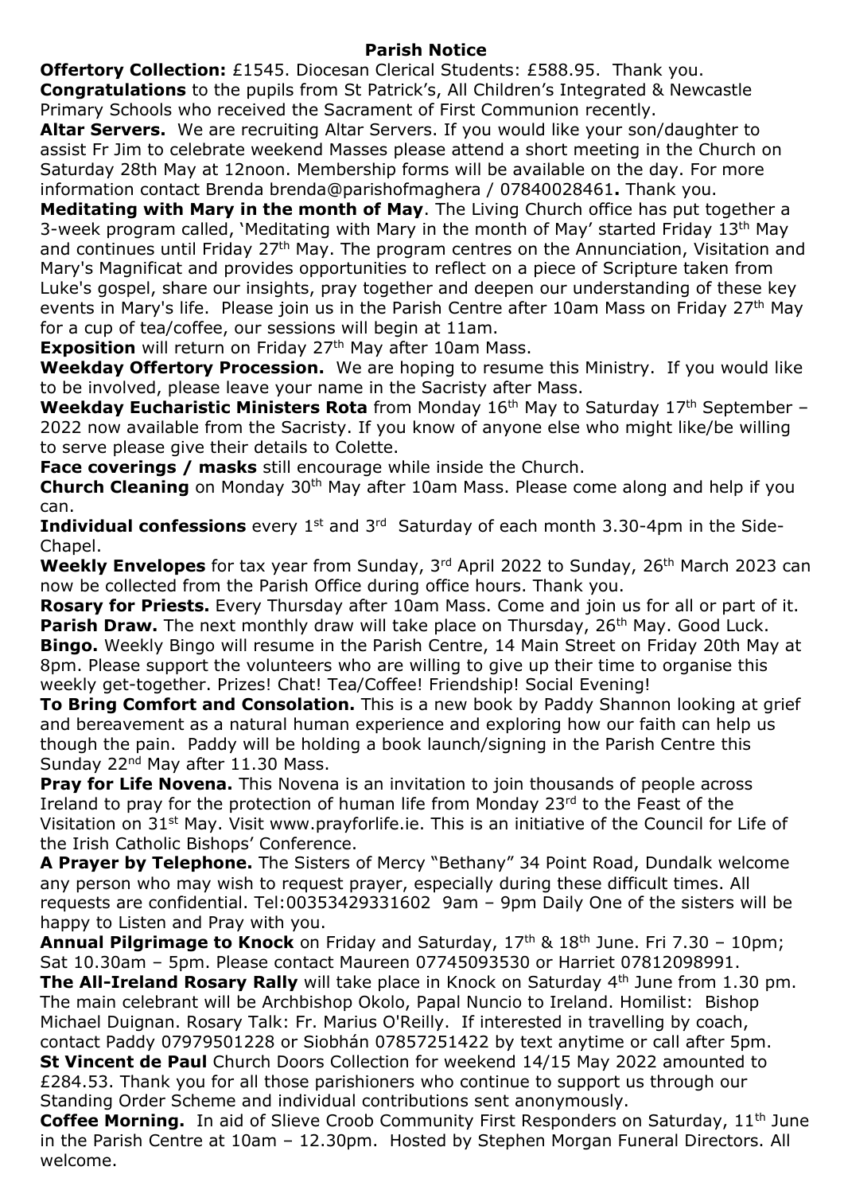## Parish Notice

**Offertory Collection:** £1545. Diocesan Clerical Students: £588.95. Thank you.

**Congratulations** to the pupils from St Patrick's, All Children's Integrated & Newcastle Primary Schools who received the Sacrament of First Communion recently.

**Altar Servers.** We are recruiting Altar Servers. If you would like your son/daughter to assist Fr Jim to celebrate weekend Masses please attend a short meeting in the Church on Saturday 28th May at 12noon. Membership forms will be available on the day. For more information contact Brenda brenda@parishofmaghera / 07840028461**.** Thank you.

**Meditating with Mary in the month of May**. The Living Church office has put together a 3-week program called, 'Meditating with Mary in the month of May' started Friday 13th May and continues until Friday 27th May. The program centres on the Annunciation, Visitation and Mary's Magnificat and provides opportunities to reflect on a piece of Scripture taken from Luke's gospel, share our insights, pray together and deepen our understanding of these key events in Mary's life. Please join us in the Parish Centre after 10am Mass on Friday 27th May for a cup of tea/coffee, our sessions will begin at 11am.

**Exposition** will return on Friday 27th May after 10am Mass.

**Weekday Offertory Procession.** We are hoping to resume this Ministry. If you would like to be involved, please leave your name in the Sacristy after Mass.

**Weekday Eucharistic Ministers Rota** from Monday 16th May to Saturday 17th September – 2022 now available from the Sacristy. If you know of anyone else who might like/be willing to serve please give their details to Colette.

**Face coverings / masks** still encourage while inside the Church.

**Church Cleaning** on Monday 30th May after 10am Mass. Please come along and help if you can.

**Individual confessions** every 1st and 3rd Saturday of each month 3.30-4pm in the Side-Chapel.

**Weekly Envelopes** for tax year from Sunday, 3rd April 2022 to Sunday, 26th March 2023 can now be collected from the Parish Office during office hours. Thank you.

**Rosary for Priests.** Every Thursday after 10am Mass. Come and join us for all or part of it.

**Parish Draw.** The next monthly draw will take place on Thursday, 26th May. Good Luck.

**Bingo.** Weekly Bingo will resume in the Parish Centre, 14 Main Street on Friday 20th May at 8pm. Please support the volunteers who are willing to give up their time to organise this weekly get-together. Prizes! Chat! Tea/Coffee! Friendship! Social Evening!

**To Bring Comfort and Consolation.** This is a new book by Paddy Shannon looking at grief and bereavement as a natural human experience and exploring how our faith can help us though the pain. Paddy will be holding a book launch/signing in the Parish Centre this Sunday 22nd May after 11.30 Mass.

**Pray for Life Novena.** This Novena is an invitation to join thousands of people across Ireland to pray for the protection of human life from Monday 23rd to the Feast of the Visitation on 31st May. Visit www.prayforlife.ie. This is an initiative of the Council for Life of the Irish Catholic Bishops' Conference.

**A Prayer by Telephone.** The Sisters of Mercy "Bethany" 34 Point Road, Dundalk welcome any person who may wish to request prayer, especially during these difficult times. All requests are confidential. Tel:00353429331602 9am – 9pm Daily One of the sisters will be happy to Listen and Pray with you.

**Annual Pilgrimage to Knock** on Friday and Saturday, 17th & 18th June. Fri 7.30 – 10pm; Sat 10.30am – 5pm. Please contact Maureen 07745093530 or Harriet 07812098991.

**The All-Ireland Rosary Rally** will take place in Knock on Saturday 4th June from 1.30 pm. The main celebrant will be Archbishop Okolo, Papal Nuncio to Ireland. Homilist: Bishop Michael Duignan. Rosary Talk: Fr. Marius O'Reilly. If interested in travelling by coach, contact Paddy 07979501228 or Siobhán 07857251422 by text anytime or call after 5pm.

**St Vincent de Paul** Church Doors Collection for weekend 14/15 May 2022 amounted to £284.53. Thank you for all those parishioners who continue to support us through our Standing Order Scheme and individual contributions sent anonymously.

**Coffee Morning.** In aid of Slieve Croob Community First Responders on Saturday, 11th June in the Parish Centre at 10am – 12.30pm. Hosted by Stephen Morgan Funeral Directors. All welcome.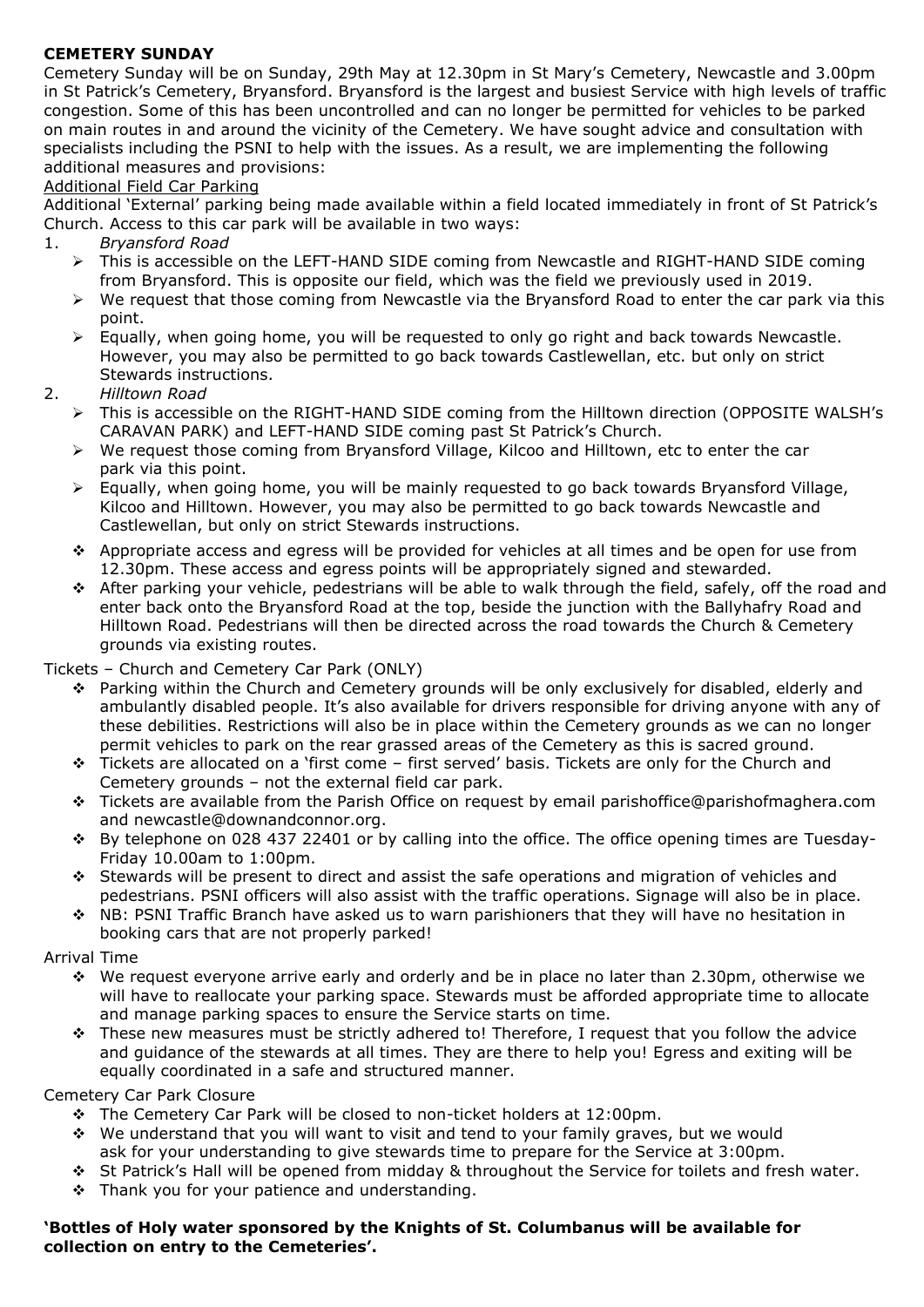**CEMETERY SUNDAY**

Cemetery Sunday will be on Sunday, 29th May at 12.30pm in St Mary's Cemetery, Newcastle and 3.00pm in St Patrick's Cemetery, Bryansford. Bryansford is the largest and busiest Service with high levels of traffic congestion. Some of this has been uncontrolled and can no longer be permitted for vehicles to be parked on main routes in and around the vicinity of the Cemetery. We have sought advice and consultation with specialists including the PSNI to help with the issues. As a result, we are implementing the following additional measures and provisions:

Additional Field Car Parking

Additional 'External' parking being made available within a field located immediately in front of St Patrick's Church. Access to this car park will be available in two ways:

1. *Bryansford Road*
   - This is accessible on the LEFT-HAND SIDE coming from Newcastle and RIGHT-HAND SIDE coming from Bryansford. This is opposite our field, which was the field we previously used in 2019.
   - We request that those coming from Newcastle via the Bryansford Road to enter the car park via this point.
   - Equally, when going home, you will be requested to only go right and back towards Newcastle. However, you may also be permitted to go back towards Castlewellan, etc. but only on strict Stewards instructions.
2. *Hilltown Road*
   - This is accessible on the RIGHT-HAND SIDE coming from the Hilltown direction (OPPOSITE WALSH's CARAVAN PARK) and LEFT-HAND SIDE coming past St Patrick's Church.
   - We request those coming from Bryansford Village, Kilcoo and Hilltown, etc to enter the car park via this point.
   - Equally, when going home, you will be mainly requested to go back towards Bryansford Village, Kilcoo and Hilltown. However, you may also be permitted to go back towards Newcastle and Castlewellan, but only on strict Stewards instructions.

- Appropriate access and egress will be provided for vehicles at all times and be open for use from 12.30pm. These access and egress points will be appropriately signed and stewarded.
- After parking your vehicle, pedestrians will be able to walk through the field, safely, off the road and enter back onto the Bryansford Road at the top, beside the junction with the Ballyhafry Road and Hilltown Road. Pedestrians will then be directed across the road towards the Church & Cemetery grounds via existing routes.

Tickets – Church and Cemetery Car Park (ONLY)

- Parking within the Church and Cemetery grounds will be only exclusively for disabled, elderly and ambulantly disabled people. It's also available for drivers responsible for driving anyone with any of these debilities. Restrictions will also be in place within the Cemetery grounds as we can no longer permit vehicles to park on the rear grassed areas of the Cemetery as this is sacred ground.
- Tickets are allocated on a 'first come – first served' basis. Tickets are only for the Church and Cemetery grounds – not the external field car park.
- Tickets are available from the Parish Office on request by email parishoffice@parishofmaghera.com and newcastle@downandconnor.org.
- By telephone on 028 437 22401 or by calling into the office. The office opening times are Tuesday-Friday 10.00am to 1:00pm.
- Stewards will be present to direct and assist the safe operations and migration of vehicles and pedestrians. PSNI officers will also assist with the traffic operations. Signage will also be in place.
- NB: PSNI Traffic Branch have asked us to warn parishioners that they will have no hesitation in booking cars that are not properly parked!

Arrival Time

- We request everyone arrive early and orderly and be in place no later than 2.30pm, otherwise we will have to reallocate your parking space. Stewards must be afforded appropriate time to allocate and manage parking spaces to ensure the Service starts on time.
- These new measures must be strictly adhered to! Therefore, I request that you follow the advice and guidance of the stewards at all times. They are there to help you! Egress and exiting will be equally coordinated in a safe and structured manner.

Cemetery Car Park Closure

- The Cemetery Car Park will be closed to non-ticket holders at 12:00pm.
- We understand that you will want to visit and tend to your family graves, but we would ask for your understanding to give stewards time to prepare for the Service at 3:00pm.
- St Patrick's Hall will be opened from midday & throughout the Service for toilets and fresh water.
- Thank you for your patience and understanding.

**'Bottles of Holy water sponsored by the Knights of St. Columbanus will be available for collection on entry to the Cemeteries'.**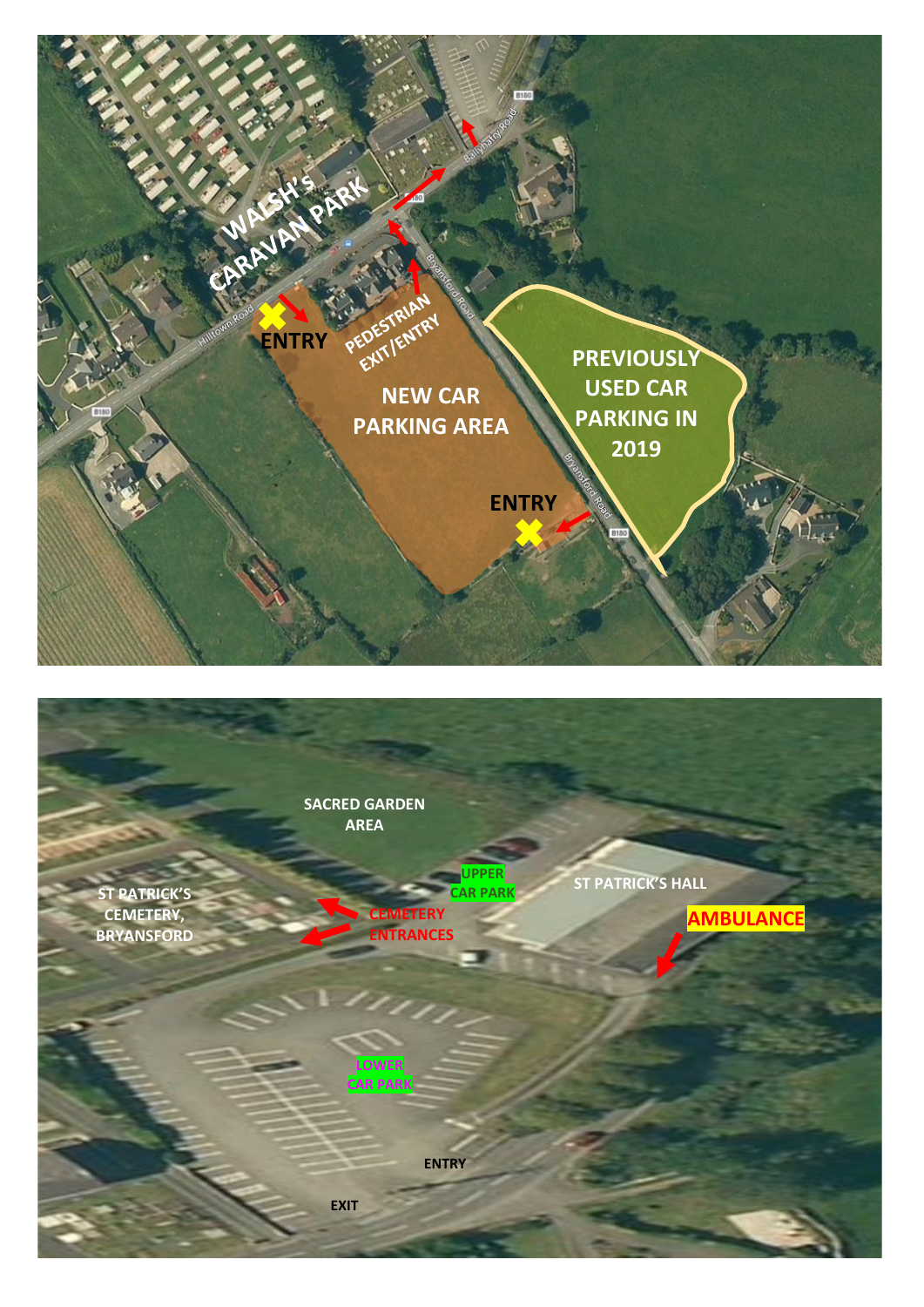WALSH's CARAVAN PARK

ENTRY

PEDESTRIAN EXIT/ENTRY

NEW CAR PARKING AREA

PREVIOUSLY USED CAR PARKING IN 2019

ENTRY

Hilltown Road

Bryansford Road

Ballyhafry Road

B180

SACRED GARDEN AREA

UPPER CAR PARK

ST PATRICK'S HALL

ST PATRICK'S CEMETERY, BRYANSFORD

CEMETERY ENTRANCES

AMBULANCE

LOWER CAR PARK

ENTRY

EXIT